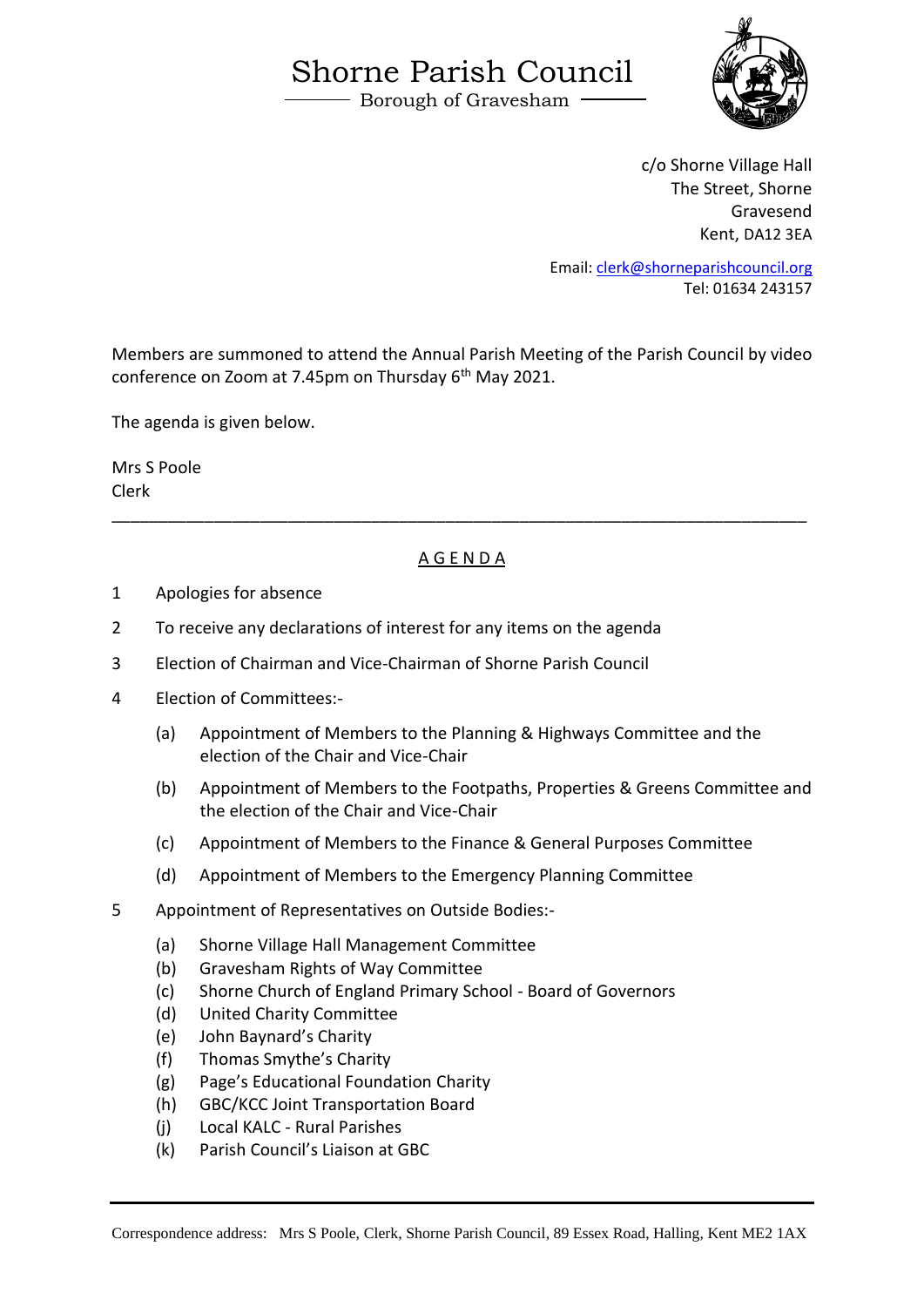# Shorne Parish Council

Borough of Gravesham

c/o Shorne Village Hall
The Street, Shorne
Gravesend
Kent, DA12 3EA

Email: clerk@shorneparishcouncil.org
Tel: 01634 243157

Members are summoned to attend the Annual Parish Meeting of the Parish Council by video conference on Zoom at 7.45pm on Thursday 6th May 2021.

The agenda is given below.

Mrs S Poole
Clerk

---

## A G E N D A

1. Apologies for absence
2. To receive any declarations of interest for any items on the agenda
3. Election of Chairman and Vice-Chairman of Shorne Parish Council
4. Election of Committees:-
   - (a) Appointment of Members to the Planning & Highways Committee and the election of the Chair and Vice-Chair
   - (b) Appointment of Members to the Footpaths, Properties & Greens Committee and the election of the Chair and Vice-Chair
   - (c) Appointment of Members to the Finance & General Purposes Committee
   - (d) Appointment of Members to the Emergency Planning Committee
5. Appointment of Representatives on Outside Bodies:-
   - (a) Shorne Village Hall Management Committee
   - (b) Gravesham Rights of Way Committee
   - (c) Shorne Church of England Primary School - Board of Governors
   - (d) United Charity Committee
   - (e) John Baynard's Charity
   - (f) Thomas Smythe's Charity
   - (g) Page's Educational Foundation Charity
   - (h) GBC/KCC Joint Transportation Board
   - (j) Local KALC - Rural Parishes
   - (k) Parish Council's Liaison at GBC

---

Correspondence address: Mrs S Poole, Clerk, Shorne Parish Council, 89 Essex Road, Halling, Kent ME2 1AX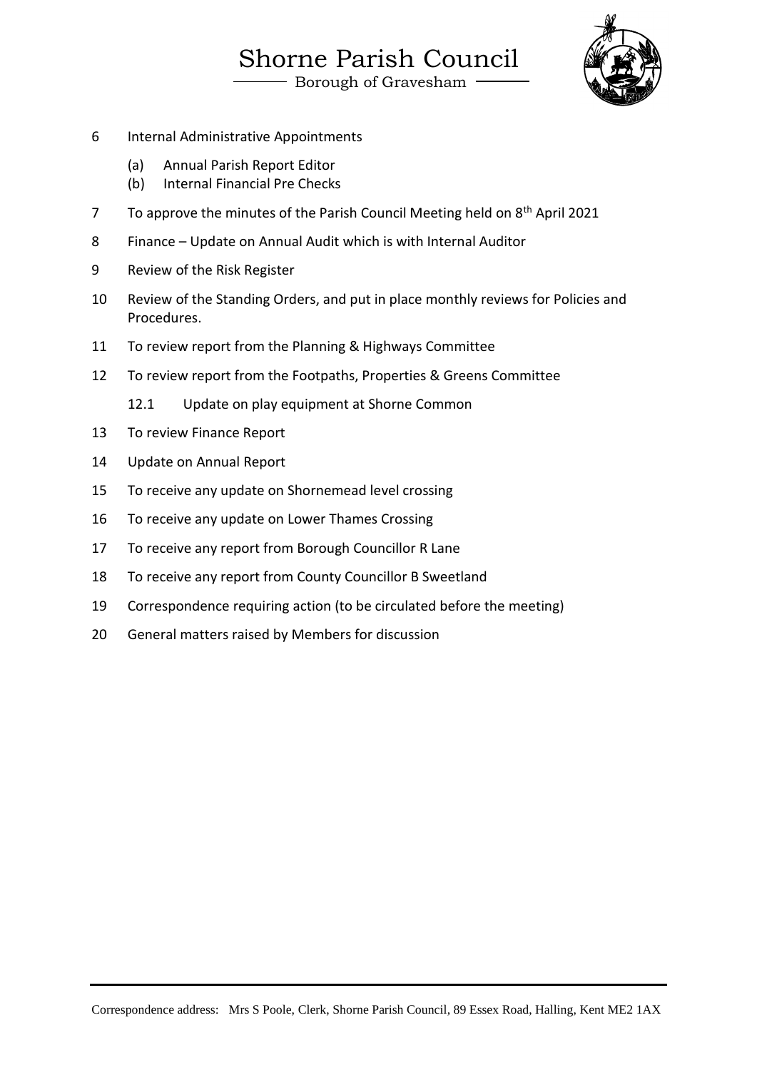6 Internal Administrative Appointments

   (a) Annual Parish Report Editor
   (b) Internal Financial Pre Checks

7 To approve the minutes of the Parish Council Meeting held on 8th April 2021

8 Finance – Update on Annual Audit which is with Internal Auditor

9 Review of the Risk Register

10 Review of the Standing Orders, and put in place monthly reviews for Policies and Procedures.

11 To review report from the Planning & Highways Committee

12 To review report from the Footpaths, Properties & Greens Committee

   12.1 Update on play equipment at Shorne Common

13 To review Finance Report

14 Update on Annual Report

15 To receive any update on Shornemead level crossing

16 To receive any update on Lower Thames Crossing

17 To receive any report from Borough Councillor R Lane

18 To receive any report from County Councillor B Sweetland

19 Correspondence requiring action (to be circulated before the meeting)

20 General matters raised by Members for discussion